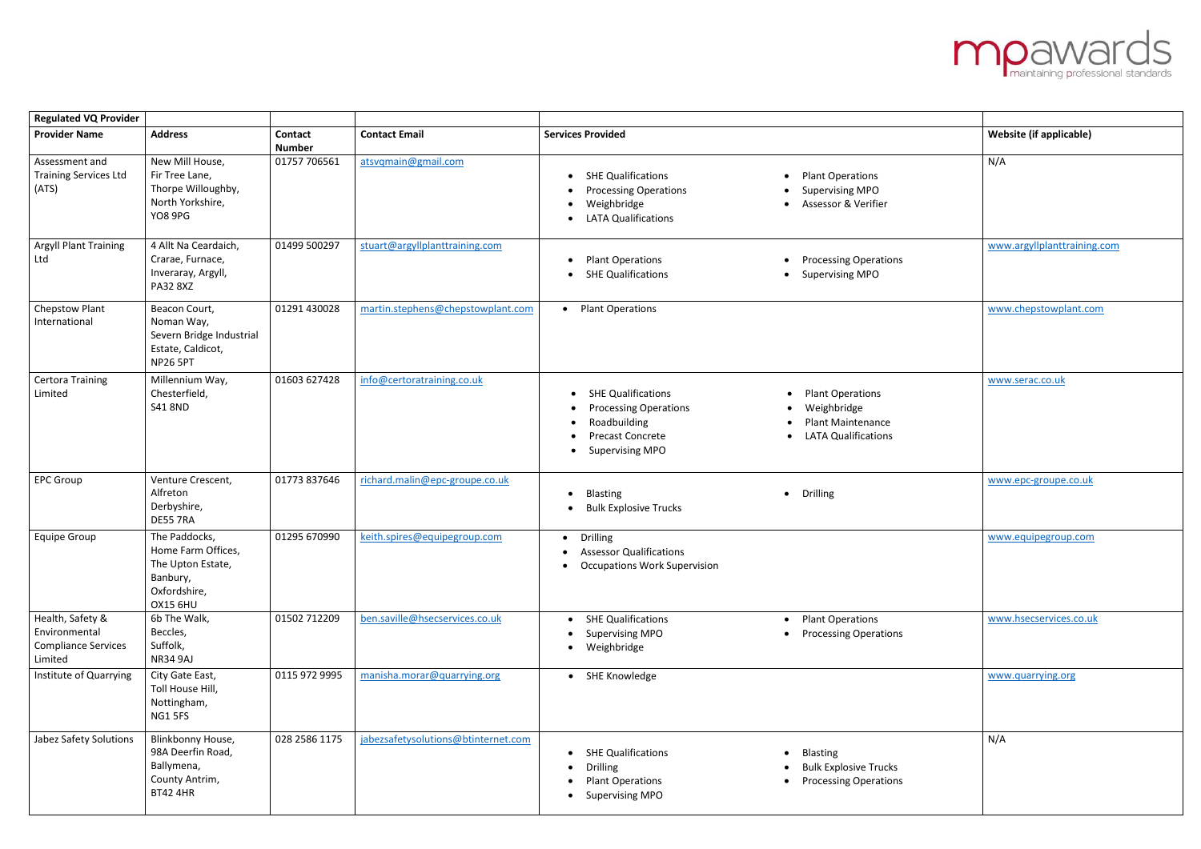| Regulated VQ Provider | | | | | |
|---|---|---|---|---|---|
| **Provider Name** | **Address** | **Contact Number** | **Contact Email** | **Services Provided** | **Website (if applicable)** |
| Assessment and Training Services Ltd (ATS) | New Mill House, Fir Tree Lane, Thorpe Willoughby, North Yorkshire, YO8 9PG | 01757 706561 | atsvqmain@gmail.com | • SHE Qualifications • Processing Operations • Weighbridge • LATA Qualifications • Plant Operations • Supervising MPO • Assessor & Verifier | N/A |
| Argyll Plant Training Ltd | 4 Allt Na Ceardaich, Crarae, Furnace, Inveraray, Argyll, PA32 8XZ | 01499 500297 | stuart@argyllplanttraining.com | • Plant Operations • SHE Qualifications • Processing Operations • Supervising MPO | www.argyllplanttraining.com |
| Chepstow Plant International | Beacon Court, Noman Way, Severn Bridge Industrial Estate, Caldicot, NP26 5PT | 01291 430028 | martin.stephens@chepstowplant.com | • Plant Operations | www.chepstowplant.com |
| Certora Training Limited | Millennium Way, Chesterfield, S41 8ND | 01603 627428 | info@certoratraining.co.uk | • SHE Qualifications • Processing Operations • Roadbuilding • Precast Concrete • Supervising MPO • Plant Operations • Weighbridge • Plant Maintenance • LATA Qualifications | www.serac.co.uk |
| EPC Group | Venture Crescent, Alfreton Derbyshire, DE55 7RA | 01773 837646 | richard.malin@epc-groupe.co.uk | • Blasting • Bulk Explosive Trucks • Drilling | www.epc-groupe.co.uk |
| Equipe Group | The Paddocks, Home Farm Offices, The Upton Estate, Banbury, Oxfordshire, OX15 6HU | 01295 670990 | keith.spires@equipegroup.com | • Drilling • Assessor Qualifications • Occupations Work Supervision | www.equipegroup.com |
| Health, Safety & Environmental Compliance Services Limited | 6b The Walk, Beccles, Suffolk, NR34 9AJ | 01502 712209 | ben.saville@hsecservices.co.uk | • SHE Qualifications • Supervising MPO • Weighbridge • Plant Operations • Processing Operations | www.hsecservices.co.uk |
| Institute of Quarrying | City Gate East, Toll House Hill, Nottingham, NG1 5FS | 0115 972 9995 | manisha.morar@quarrying.org | • SHE Knowledge | www.quarrying.org |
| Jabez Safety Solutions | Blinkbonny House, 98A Deerfin Road, Ballymena, County Antrim, BT42 4HR | 028 2586 1175 | jabezsafetysolutions@btinternet.com | • SHE Qualifications • Drilling • Plant Operations • Supervising MPO • Blasting • Bulk Explosive Trucks • Processing Operations | N/A |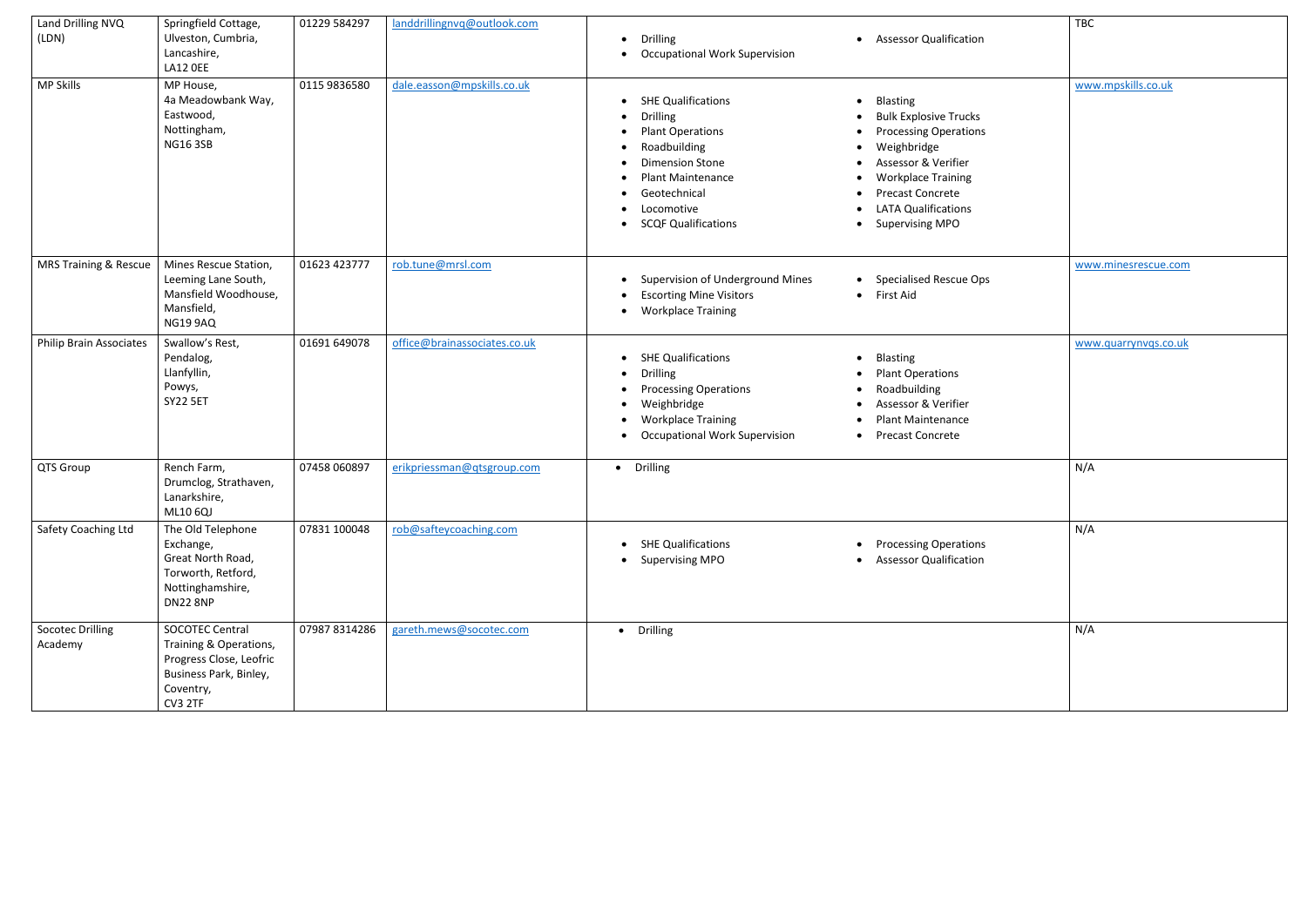| | | | | | |
|---|---|---|---|---|---|
| Land Drilling NVQ (LDN) | Springfield Cottage, Ulveston, Cumbria, Lancashire, LA12 0EE | 01229 584297 | landdrillingnvq@outlook.com | • Drilling<br>• Occupational Work Supervision<br>• Assessor Qualification | TBC |
| MP Skills | MP House, 4a Meadowbank Way, Eastwood, Nottingham, NG16 3SB | 0115 9836580 | dale.easson@mpskills.co.uk | • SHE Qualifications<br>• Drilling<br>• Plant Operations<br>• Roadbuilding<br>• Dimension Stone<br>• Plant Maintenance<br>• Geotechnical<br>• Locomotive<br>• SCQF Qualifications<br>• Blasting<br>• Bulk Explosive Trucks<br>• Processing Operations<br>• Weighbridge<br>• Assessor & Verifier<br>• Workplace Training<br>• Precast Concrete<br>• LATA Qualifications<br>• Supervising MPO | www.mpskills.co.uk |
| MRS Training & Rescue | Mines Rescue Station, Leeming Lane South, Mansfield Woodhouse, Mansfield, NG19 9AQ | 01623 423777 | rob.tune@mrsl.com | • Supervision of Underground Mines<br>• Escorting Mine Visitors<br>• Workplace Training<br>• Specialised Rescue Ops<br>• First Aid | www.minesrescue.com |
| Philip Brain Associates | Swallow's Rest, Pendalog, Llanfyllin, Powys, SY22 5ET | 01691 649078 | office@brainassociates.co.uk | • SHE Qualifications<br>• Drilling<br>• Processing Operations<br>• Weighbridge<br>• Workplace Training<br>• Occupational Work Supervision<br>• Blasting<br>• Plant Operations<br>• Roadbuilding<br>• Assessor & Verifier<br>• Plant Maintenance<br>• Precast Concrete | www.quarrynvqs.co.uk |
| QTS Group | Rench Farm, Drumclog, Strathaven, Lanarkshire, ML10 6QJ | 07458 060897 | erikpriessman@qtsgroup.com | • Drilling | N/A |
| Safety Coaching Ltd | The Old Telephone Exchange, Great North Road, Torworth, Retford, Nottinghamshire, DN22 8NP | 07831 100048 | rob@safteycoaching.com | • SHE Qualifications<br>• Supervising MPO<br>• Processing Operations<br>• Assessor Qualification | N/A |
| Socotec Drilling Academy | SOCOTEC Central Training & Operations, Progress Close, Leofric Business Park, Binley, Coventry, CV3 2TF | 07987 8314286 | gareth.mews@socotec.com | • Drilling | N/A |